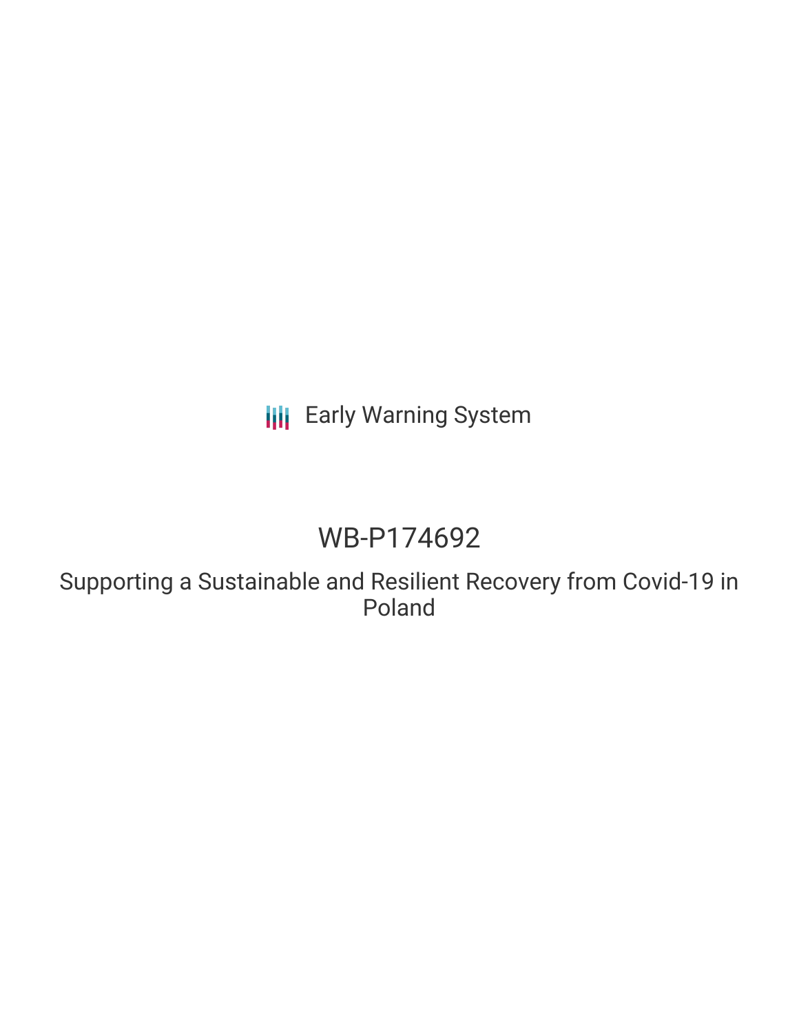Early Warning System

# WB-P174692

## Supporting a Sustainable and Resilient Recovery from Covid-19 in Poland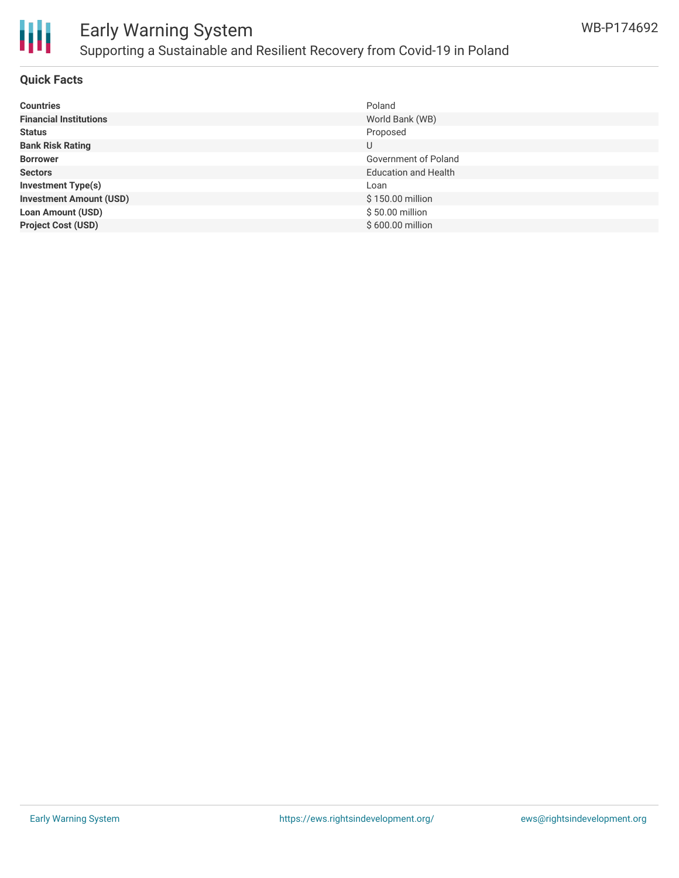# Early Warning System

## Supporting a Sustainable and Resilient Recovery from Covid-19 in Poland

WB-P174692

### Quick Facts

| | |
|---|---|
| **Countries** | Poland |
| **Financial Institutions** | World Bank (WB) |
| **Status** | Proposed |
| **Bank Risk Rating** | U |
| **Borrower** | Government of Poland |
| **Sectors** | Education and Health |
| **Investment Type(s)** | Loan |
| **Investment Amount (USD)** | $ 150.00 million |
| **Loan Amount (USD)** | $ 50.00 million |
| **Project Cost (USD)** | $ 600.00 million |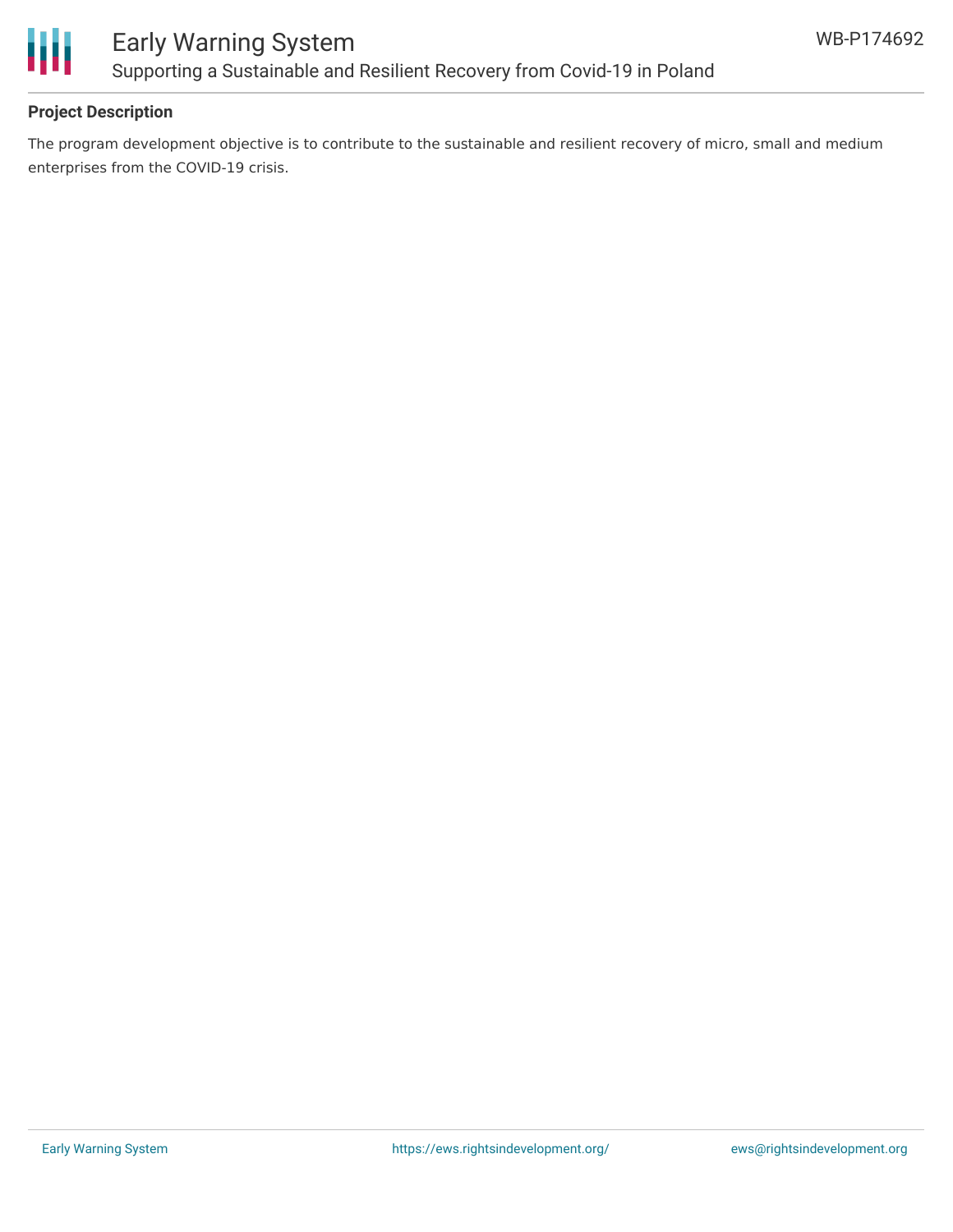**Project Description**

The program development objective is to contribute to the sustainable and resilient recovery of micro, small and medium enterprises from the COVID-19 crisis.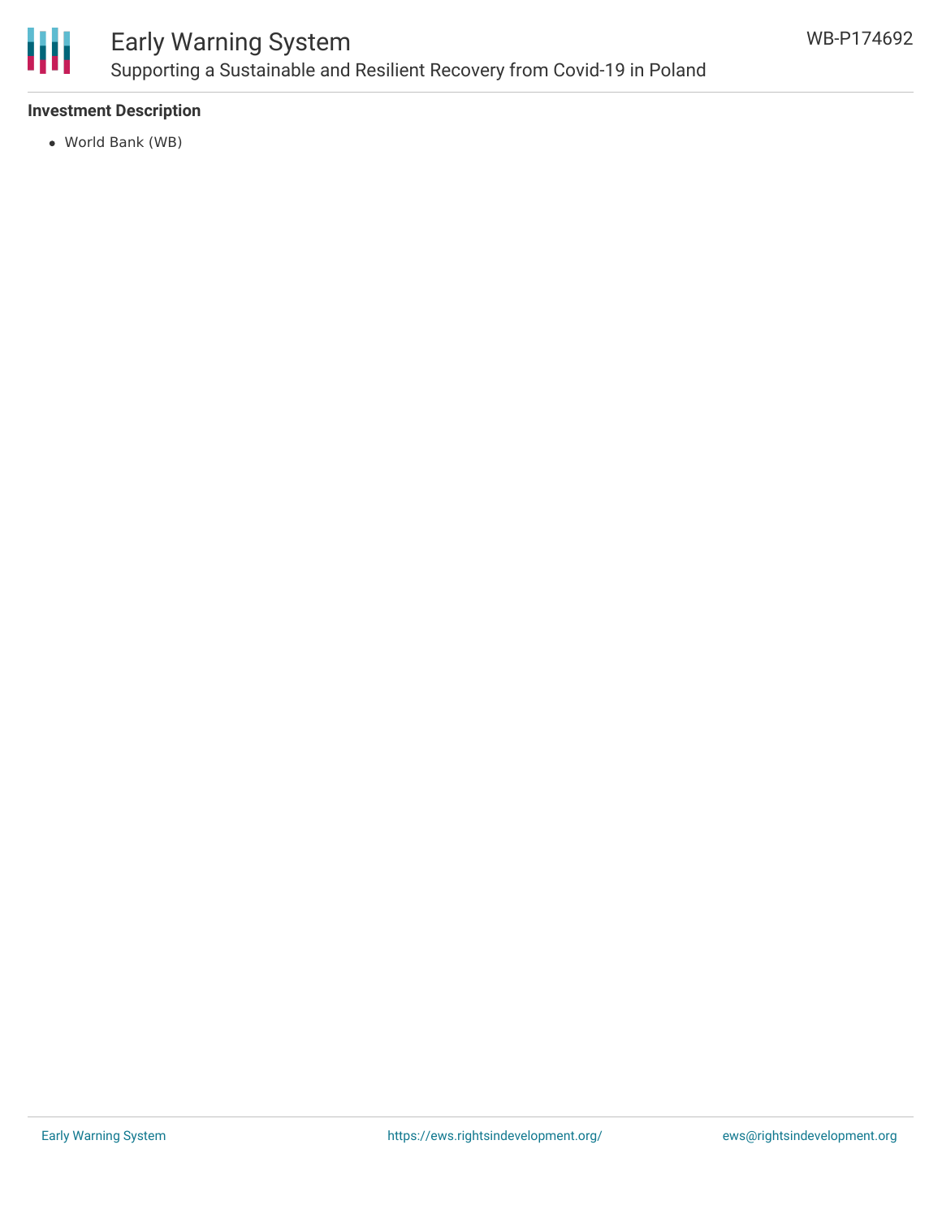**Investment Description**

- World Bank (WB)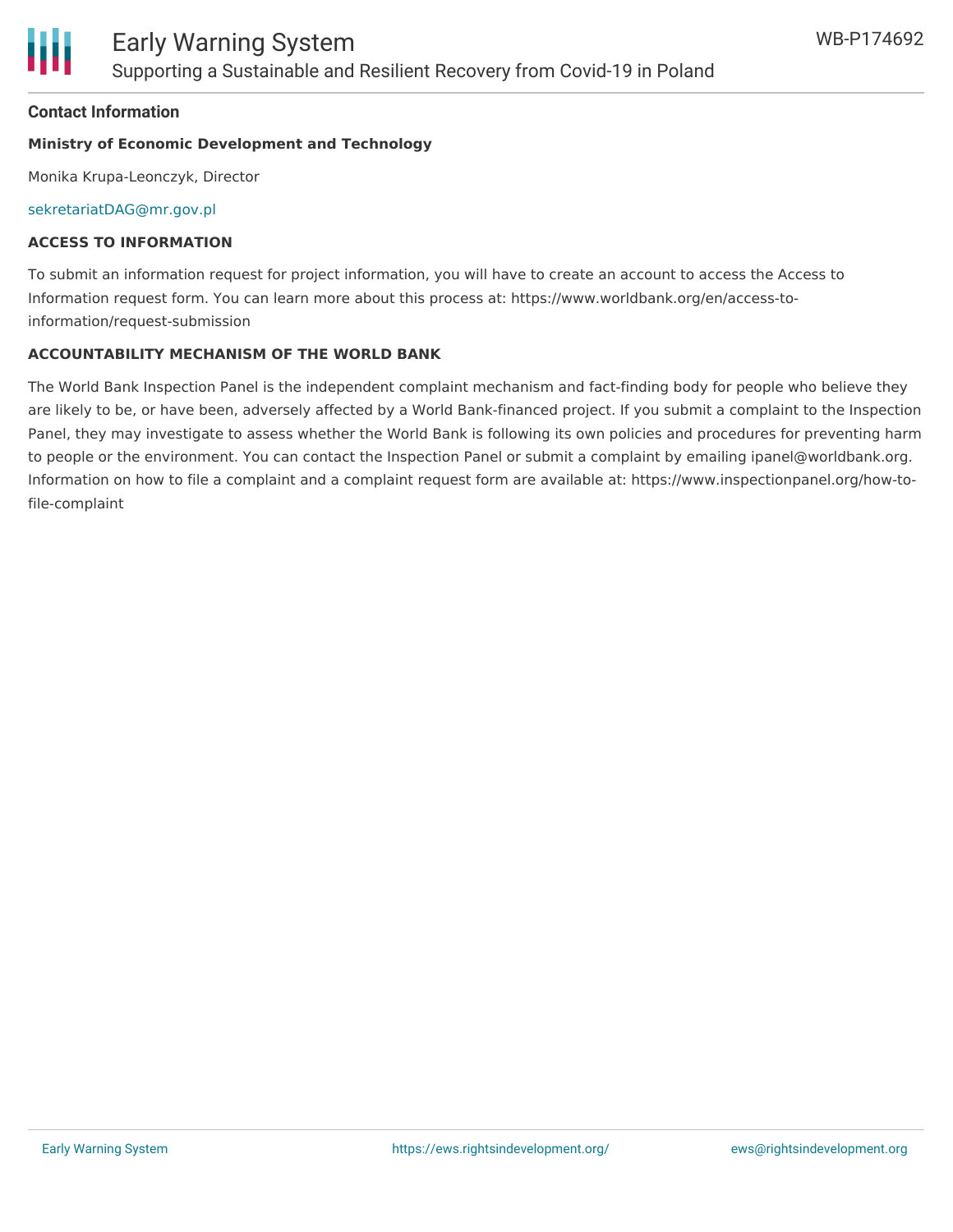### Contact Information

**Ministry of Economic Development and Technology**

Monika Krupa-Leonczyk, Director

sekretariatDAG@mr.gov.pl

**ACCESS TO INFORMATION**

To submit an information request for project information, you will have to create an account to access the Access to Information request form. You can learn more about this process at: https://www.worldbank.org/en/access-to-information/request-submission

**ACCOUNTABILITY MECHANISM OF THE WORLD BANK**

The World Bank Inspection Panel is the independent complaint mechanism and fact-finding body for people who believe they are likely to be, or have been, adversely affected by a World Bank-financed project. If you submit a complaint to the Inspection Panel, they may investigate to assess whether the World Bank is following its own policies and procedures for preventing harm to people or the environment. You can contact the Inspection Panel or submit a complaint by emailing ipanel@worldbank.org. Information on how to file a complaint and a complaint request form are available at: https://www.inspectionpanel.org/how-to-file-complaint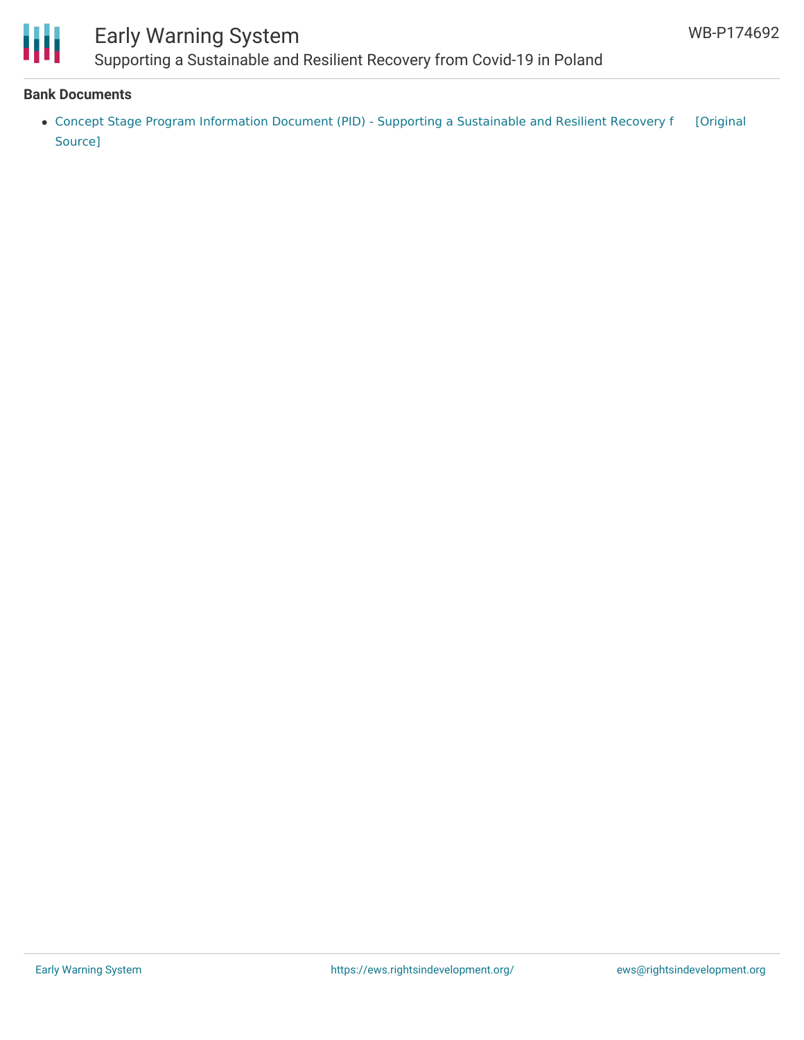**Bank Documents**

- Concept Stage Program Information Document (PID) - Supporting a Sustainable and Resilient Recovery f [Original Source]